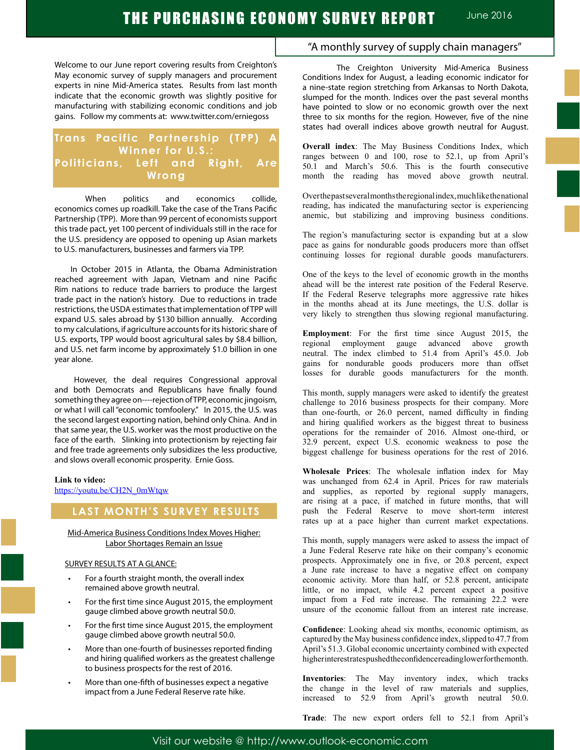# THE PURCHASING ECONOMY SURVEY REPORT

June 2016

"A monthly survey of supply chain managers"

Welcome to our June report covering results from Creighton's May economic survey of supply managers and procurement experts in nine Mid-America states. Results from last month indicate that the economic growth was slightly positive for manufacturing with stabilizing economic conditions and job gains. Follow my comments at: www.twitter.com/erniegoss

## Trans Pacific Partnership (TPP) A Winner for U.S.: Politicians, Left and Right, Are Wrong

When politics and economics collide, economics comes up roadkill. Take the case of the Trans Pacific Partnership (TPP). More than 99 percent of economists support this trade pact, yet 100 percent of individuals still in the race for the U.S. presidency are opposed to opening up Asian markets to U.S. manufacturers, businesses and farmers via TPP.

In October 2015 in Atlanta, the Obama Administration reached agreement with Japan, Vietnam and nine Pacific Rim nations to reduce trade barriers to produce the largest trade pact in the nation's history. Due to reductions in trade restrictions, the USDA estimates that implementation of TPP will expand U.S. sales abroad by $130 billion annually. According to my calculations, if agriculture accounts for its historic share of U.S. exports, TPP would boost agricultural sales by $8.4 billion, and U.S. net farm income by approximately $1.0 billion in one year alone.

However, the deal requires Congressional approval and both Democrats and Republicans have finally found something they agree on----rejection of TPP, economic jingoism, or what I will call "economic tomfoolery." In 2015, the U.S. was the second largest exporting nation, behind only China. And in that same year, the U.S. worker was the most productive on the face of the earth. Slinking into protectionism by rejecting fair and free trade agreements only subsidizes the less productive, and slows overall economic prosperity. Ernie Goss.

**Link to video:**
https://youtu.be/CH2N_0mWtqw

## LAST MONTH'S SURVEY RESULTS

Mid-America Business Conditions Index Moves Higher: Labor Shortages Remain an Issue

SURVEY RESULTS AT A GLANCE:

- For a fourth straight month, the overall index remained above growth neutral.
- For the first time since August 2015, the employment gauge climbed above growth neutral 50.0.
- For the first time since August 2015, the employment gauge climbed above growth neutral 50.0.
- More than one-fourth of businesses reported finding and hiring qualified workers as the greatest challenge to business prospects for the rest of 2016.
- More than one-fifth of businesses expect a negative impact from a June Federal Reserve rate hike.

The Creighton University Mid-America Business Conditions Index for August, a leading economic indicator for a nine-state region stretching from Arkansas to North Dakota, slumped for the month. Indices over the past several months have pointed to slow or no economic growth over the next three to six months for the region. However, five of the nine states had overall indices above growth neutral for August.

**Overall index**: The May Business Conditions Index, which ranges between 0 and 100, rose to 52.1, up from April's 50.1 and March's 50.6. This is the fourth consecutive month the reading has moved above growth neutral.

Over the past several months the regional index, much like the national reading, has indicated the manufacturing sector is experiencing anemic, but stabilizing and improving business conditions.

The region's manufacturing sector is expanding but at a slow pace as gains for nondurable goods producers more than offset continuing losses for regional durable goods manufacturers.

One of the keys to the level of economic growth in the months ahead will be the interest rate position of the Federal Reserve. If the Federal Reserve telegraphs more aggressive rate hikes in the months ahead at its June meetings, the U.S. dollar is very likely to strengthen thus slowing regional manufacturing.

**Employment**: For the first time since August 2015, the regional employment gauge advanced above growth neutral. The index climbed to 51.4 from April's 45.0. Job gains for nondurable goods producers more than offset losses for durable goods manufacturers for the month.

This month, supply managers were asked to identify the greatest challenge to 2016 business prospects for their company. More than one-fourth, or 26.0 percent, named difficulty in finding and hiring qualified workers as the biggest threat to business operations for the remainder of 2016. Almost one-third, or 32.9 percent, expect U.S. economic weakness to pose the biggest challenge for business operations for the rest of 2016.

**Wholesale Prices**: The wholesale inflation index for May was unchanged from 62.4 in April. Prices for raw materials and supplies, as reported by regional supply managers, are rising at a pace, if matched in future months, that will push the Federal Reserve to move short-term interest rates up at a pace higher than current market expectations.

This month, supply managers were asked to assess the impact of a June Federal Reserve rate hike on their company's economic prospects. Approximately one in five, or 20.8 percent, expect a June rate increase to have a negative effect on company economic activity. More than half, or 52.8 percent, anticipate little, or no impact, while 4.2 percent expect a positive impact from a Fed rate increase. The remaining 22.2 were unsure of the economic fallout from an interest rate increase.

**Confidence**: Looking ahead six months, economic optimism, as captured by the May business confidence index, slipped to 47.7 from April's 51.3. Global economic uncertainty combined with expected higher interest rates pushed the confidence reading lower for the month.

**Inventories**: The May inventory index, which tracks the change in the level of raw materials and supplies, increased to 52.9 from April's growth neutral 50.0.

**Trade**: The new export orders fell to 52.1 from April's

Visit our website @ http://www.outlook-economic.com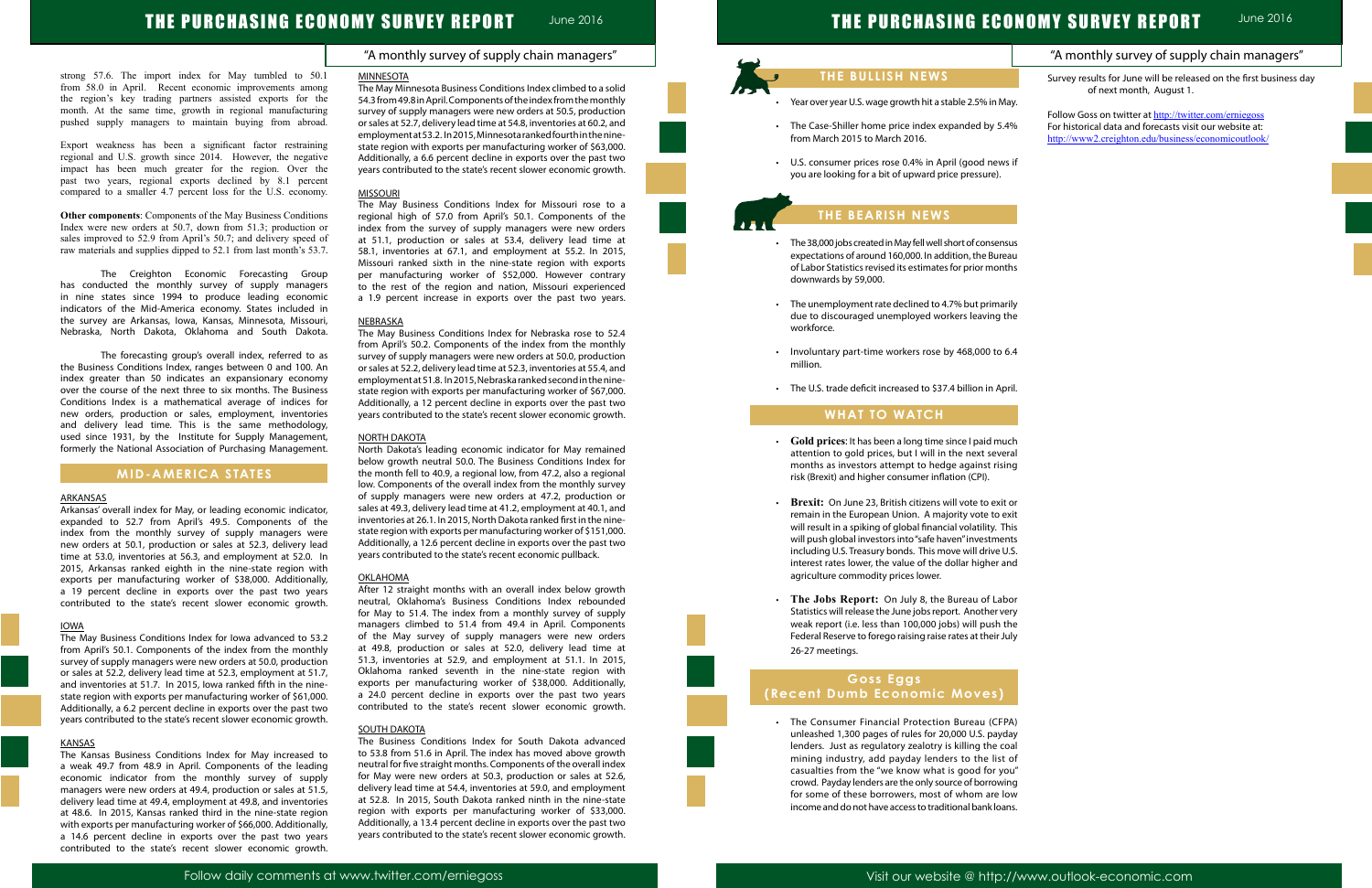strong 57.6. The import index for May tumbled to 50.1 from 58.0 in April. Recent economic improvements among the region's key trading partners assisted exports for the month. At the same time, growth in regional manufacturing pushed supply managers to maintain buying from abroad.

Export weakness has been a significant factor restraining regional and U.S. growth since 2014. However, the negative impact has been much greater for the region. Over the past two years, regional exports declined by 8.1 percent compared to a smaller 4.7 percent loss for the U.S. economy.

**Other components**: Components of the May Business Conditions Index were new orders at 50.7, down from 51.3; production or sales improved to 52.9 from April's 50.7; and delivery speed of raw materials and supplies dipped to 52.1 from last month's 53.7.

The Creighton Economic Forecasting Group has conducted the monthly survey of supply managers in nine states since 1994 to produce leading economic indicators of the Mid-America economy. States included in the survey are Arkansas, Iowa, Kansas, Minnesota, Missouri, Nebraska, North Dakota, Oklahoma and South Dakota.

The forecasting group's overall index, referred to as the Business Conditions Index, ranges between 0 and 100. An index greater than 50 indicates an expansionary economy over the course of the next three to six months. The Business Conditions Index is a mathematical average of indices for new orders, production or sales, employment, inventories and delivery lead time. This is the same methodology, used since 1931, by the Institute for Supply Management, formerly the National Association of Purchasing Management.

## MID-AMERICA STATES

### ARKANSAS

Arkansas' overall index for May, or leading economic indicator, expanded to 52.7 from April's 49.5. Components of the index from the monthly survey of supply managers were new orders at 50.1, production or sales at 52.3, delivery lead time at 53.0, inventories at 56.3, and employment at 52.0. In 2015, Arkansas ranked eighth in the nine-state region with exports per manufacturing worker of $38,000. Additionally, a 19 percent decline in exports over the past two years contributed to the state's recent slower economic growth.

### IOWA

The May Business Conditions Index for Iowa advanced to 53.2 from April's 50.1. Components of the index from the monthly survey of supply managers were new orders at 50.0, production or sales at 52.2, delivery lead time at 52.3, employment at 51.7, and inventories at 51.7. In 2015, Iowa ranked fifth in the nine-state region with exports per manufacturing worker of $61,000. Additionally, a 6.2 percent decline in exports over the past two years contributed to the state's recent slower economic growth.

### KANSAS

The Kansas Business Conditions Index for May increased to a weak 49.7 from 48.9 in April. Components of the leading economic indicator from the monthly survey of supply managers were new orders at 49.4, production or sales at 51.5, delivery lead time at 49.4, employment at 49.8, and inventories at 48.6. In 2015, Kansas ranked third in the nine-state region with exports per manufacturing worker of $66,000. Additionally, a 14.6 percent decline in exports over the past two years contributed to the state's recent slower economic growth.

### MINNESOTA

The May Minnesota Business Conditions Index climbed to a solid 54.3 from 49.8 in April. Components of the index from the monthly survey of supply managers were new orders at 50.5, production or sales at 52.7, delivery lead time at 54.8, inventories at 60.2, and employment at 53.2. In 2015, Minnesota ranked fourth in the nine-state region with exports per manufacturing worker of $63,000. Additionally, a 6.6 percent decline in exports over the past two years contributed to the state's recent slower economic growth.

### MISSOURI

The May Business Conditions Index for Missouri rose to a regional high of 57.0 from April's 50.1. Components of the index from the survey of supply managers were new orders at 51.1, production or sales at 53.4, delivery lead time at 58.1, inventories at 67.1, and employment at 55.2. In 2015, Missouri ranked sixth in the nine-state region with exports per manufacturing worker of $52,000. However contrary to the rest of the region and nation, Missouri experienced a 1.9 percent increase in exports over the past two years.

### NEBRASKA

The May Business Conditions Index for Nebraska rose to 52.4 from April's 50.2. Components of the index from the monthly survey of supply managers were new orders at 50.0, production or sales at 52.2, delivery lead time at 52.3, inventories at 55.4, and employment at 51.8. In 2015, Nebraska ranked second in the nine-state region with exports per manufacturing worker of $67,000. Additionally, a 12 percent decline in exports over the past two years contributed to the state's recent slower economic growth.

### NORTH DAKOTA

North Dakota's leading economic indicator for May remained below growth neutral 50.0. The Business Conditions Index for the month fell to 40.9, a regional low, from 47.2, also a regional low. Components of the overall index from the monthly survey of supply managers were new orders at 47.2, production or sales at 49.3, delivery lead time at 41.2, employment at 40.1, and inventories at 26.1. In 2015, North Dakota ranked first in the nine-state region with exports per manufacturing worker of $151,000. Additionally, a 12.6 percent decline in exports over the past two years contributed to the state's recent economic pullback.

### OKLAHOMA

After 12 straight months with an overall index below growth neutral, Oklahoma's Business Conditions Index rebounded for May to 51.4. The index from a monthly survey of supply managers climbed to 51.4 from 49.4 in April. Components of the May survey of supply managers were new orders at 49.8, production or sales at 52.0, delivery lead time at 51.3, inventories at 52.9, and employment at 51.1. In 2015, Oklahoma ranked seventh in the nine-state region with exports per manufacturing worker of $38,000. Additionally, a 24.0 percent decline in exports over the past two years contributed to the state's recent slower economic growth.

### SOUTH DAKOTA

The Business Conditions Index for South Dakota advanced to 53.8 from 51.6 in April. The index has moved above growth neutral for five straight months. Components of the overall index for May were new orders at 50.3, production or sales at 52.6, delivery lead time at 54.4, inventories at 59.0, and employment at 52.8. In 2015, South Dakota ranked ninth in the nine-state region with exports per manufacturing worker of $33,000. Additionally, a 13.4 percent decline in exports over the past two years contributed to the state's recent slower economic growth.

## THE BULLISH NEWS

- Year over year U.S. wage growth hit a stable 2.5% in May.
- The Case-Shiller home price index expanded by 5.4% from March 2015 to March 2016.
- U.S. consumer prices rose 0.4% in April (good news if you are looking for a bit of upward price pressure).

## THE BEARISH NEWS

- The 38,000 jobs created in May fell well short of consensus expectations of around 160,000. In addition, the Bureau of Labor Statistics revised its estimates for prior months downwards by 59,000.
- The unemployment rate declined to 4.7% but primarily due to discouraged unemployed workers leaving the workforce.
- Involuntary part-time workers rose by 468,000 to 6.4 million.
- The U.S. trade deficit increased to $37.4 billion in April.

## WHAT TO WATCH

- **Gold prices**: It has been a long time since I paid much attention to gold prices, but I will in the next several months as investors attempt to hedge against rising risk (Brexit) and higher consumer inflation (CPI).
- **Brexit:** On June 23, British citizens will vote to exit or remain in the European Union. A majority vote to exit will result in a spiking of global financial volatility. This will push global investors into "safe haven" investments including U.S. Treasury bonds. This move will drive U.S. interest rates lower, the value of the dollar higher and agriculture commodity prices lower.
- **The Jobs Report:** On July 8, the Bureau of Labor Statistics will release the June jobs report. Another very weak report (i.e. less than 100,000 jobs) will push the Federal Reserve to forego raising raise rates at their July 26-27 meetings.

## Goss Eggs (Recent Dumb Economic Moves)

- The Consumer Financial Protection Bureau (CFPA) unleashed 1,300 pages of rules for 20,000 U.S. payday lenders. Just as regulatory zealotry is killing the coal mining industry, add payday lenders to the list of casualties from the "we know what is good for you" crowd. Payday lenders are the only source of borrowing for some of these borrowers, most of whom are low income and do not have access to traditional bank loans.

Survey results for June will be released on the first business day of next month, August 1.

Follow Goss on twitter at http://twitter.com/erniegoss
For historical data and forecasts visit our website at:
http://www2.creighton.edu/business/economicoutlook/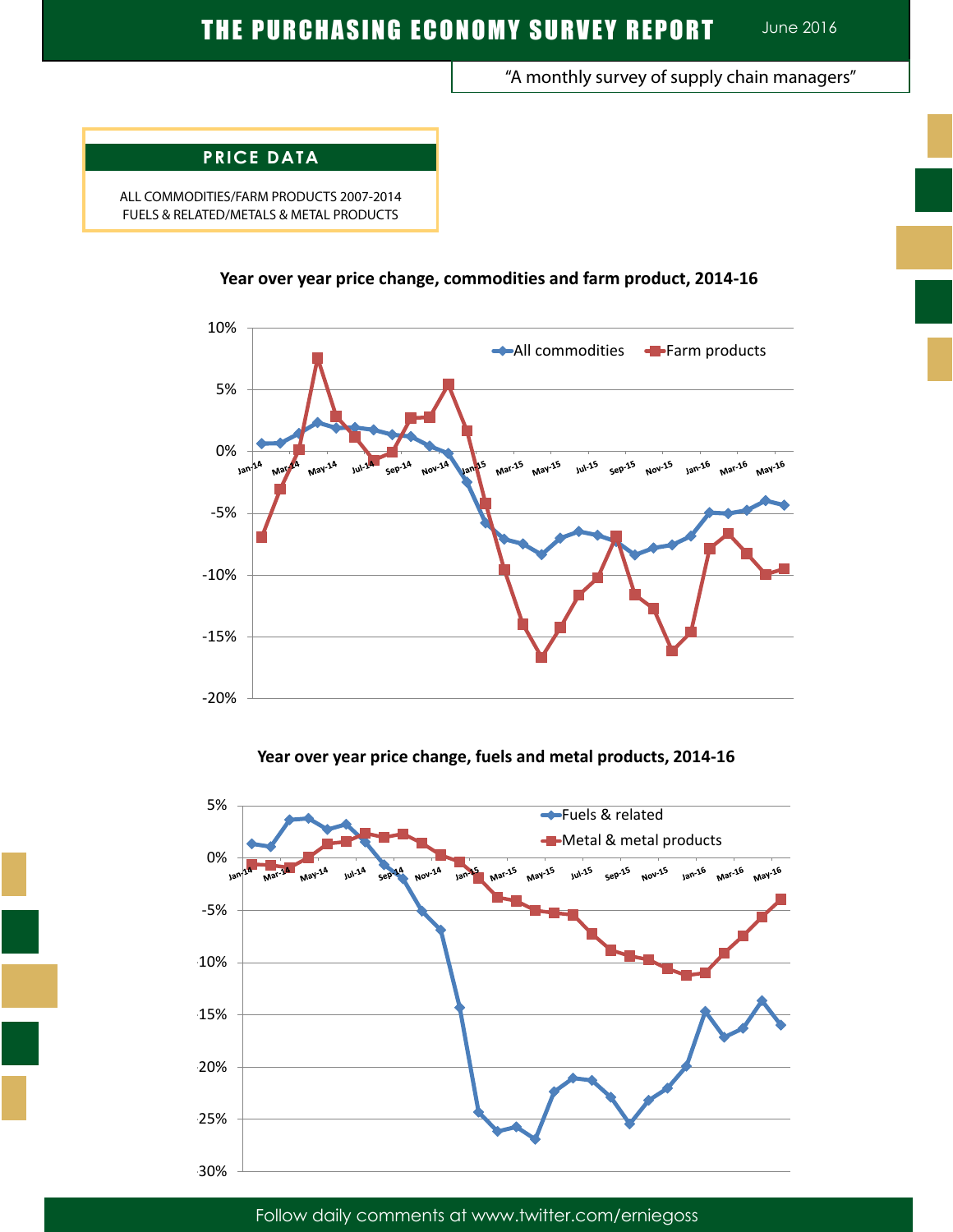# THE PURCHASING ECONOMY SURVEY REPORT

June 2016

"A monthly survey of supply chain managers"

## PRICE DATA

ALL COMMODITIES/FARM PRODUCTS 2007-2014
FUELS & RELATED/METALS & METAL PRODUCTS

**Year over year price change, commodities and farm product, 2014-16**

10%
5%
0%
-5%
-10%
-15%
-20%

Jan-14 Mar-14 May-14 Jul-14 Sep-14 Nov-14 Jan-15 Mar-15 May-15 Jul-15 Sep-15 Nov-15 Jan-16 Mar-16 May-16

All commodities
Farm products

**Year over year price change, fuels and metal products, 2014-16**

5%
0%
-5%
10%
15%
20%
25%
30%

Jan-14 Mar-14 May-14 Jul-14 Sep-14 Nov-14 Jan-15 Mar-15 May-15 Jul-15 Sep-15 Nov-15 Jan-16 Mar-16 May-16

Fuels & related
Metal & metal products

Follow daily comments at www.twitter.com/erniegoss